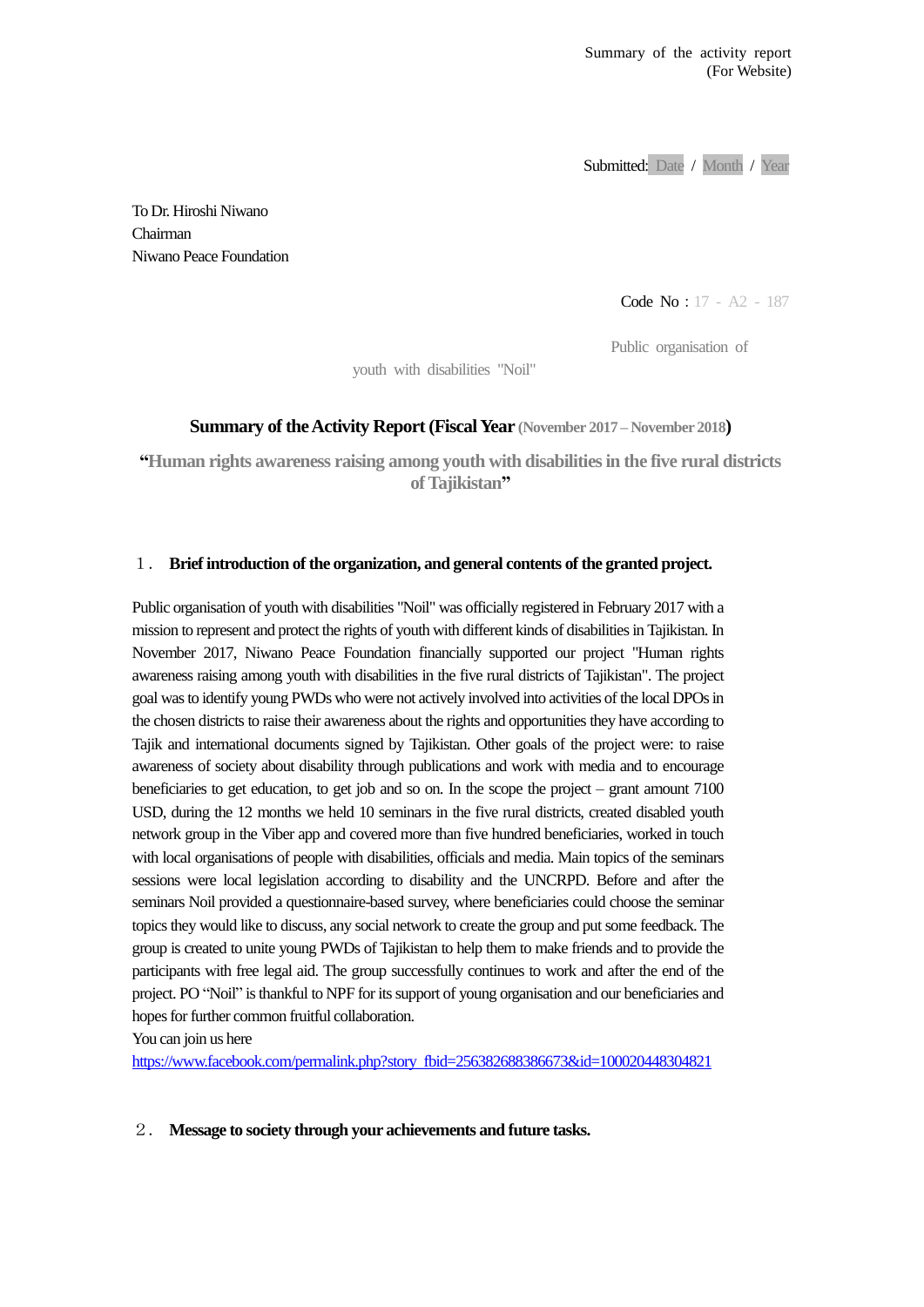Summary of the activity report
(For Website)

Submitted: Date / Month / Year

To Dr. Hiroshi Niwano
Chairman
Niwano Peace Foundation

Code No : 17 - A2 - 187

Public organisation of youth with disabilities "Noil"

**Summary of the Activity Report (Fiscal Year (November 2017 – November 2018))**

**"Human rights awareness raising among youth with disabilities in the five rural districts of Tajikistan"**

## １． Brief introduction of the organization, and general contents of the granted project.

Public organisation of youth with disabilities "Noil" was officially registered in February 2017 with a mission to represent and protect the rights of youth with different kinds of disabilities in Tajikistan. In November 2017, Niwano Peace Foundation financially supported our project "Human rights awareness raising among youth with disabilities in the five rural districts of Tajikistan". The project goal was to identify young PWDs who were not actively involved into activities of the local DPOs in the chosen districts to raise their awareness about the rights and opportunities they have according to Tajik and international documents signed by Tajikistan. Other goals of the project were: to raise awareness of society about disability through publications and work with media and to encourage beneficiaries to get education, to get job and so on. In the scope the project – grant amount 7100 USD, during the 12 months we held 10 seminars in the five rural districts, created disabled youth network group in the Viber app and covered more than five hundred beneficiaries, worked in touch with local organisations of people with disabilities, officials and media. Main topics of the seminars sessions were local legislation according to disability and the UNCRPD. Before and after the seminars Noil provided a questionnaire-based survey, where beneficiaries could choose the seminar topics they would like to discuss, any social network to create the group and put some feedback. The group is created to unite young PWDs of Tajikistan to help them to make friends and to provide the participants with free legal aid. The group successfully continues to work and after the end of the project. PO "Noil" is thankful to NPF for its support of young organisation and our beneficiaries and hopes for further common fruitful collaboration.
You can join us here
https://www.facebook.com/permalink.php?story_fbid=256382688386673&id=100020448304821

## ２． Message to society through your achievements and future tasks.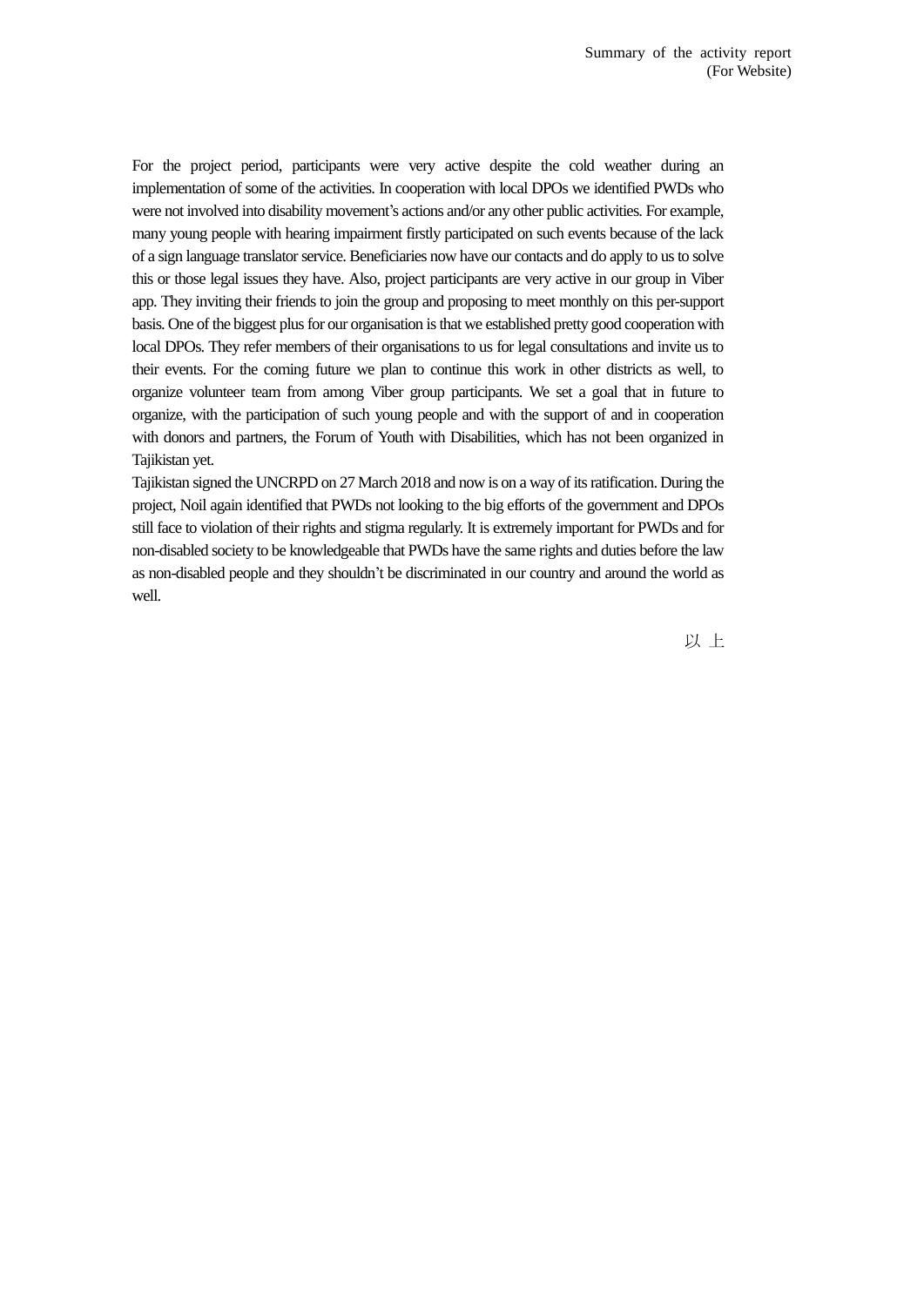Summary of the activity report
(For Website)

For the project period, participants were very active despite the cold weather during an implementation of some of the activities. In cooperation with local DPOs we identified PWDs who were not involved into disability movement's actions and/or any other public activities. For example, many young people with hearing impairment firstly participated on such events because of the lack of a sign language translator service. Beneficiaries now have our contacts and do apply to us to solve this or those legal issues they have. Also, project participants are very active in our group in Viber app. They inviting their friends to join the group and proposing to meet monthly on this per-support basis. One of the biggest plus for our organisation is that we established pretty good cooperation with local DPOs. They refer members of their organisations to us for legal consultations and invite us to their events. For the coming future we plan to continue this work in other districts as well, to organize volunteer team from among Viber group participants. We set a goal that in future to organize, with the participation of such young people and with the support of and in cooperation with donors and partners, the Forum of Youth with Disabilities, which has not been organized in Tajikistan yet.

Tajikistan signed the UNCRPD on 27 March 2018 and now is on a way of its ratification. During the project, Noil again identified that PWDs not looking to the big efforts of the government and DPOs still face to violation of their rights and stigma regularly. It is extremely important for PWDs and for non-disabled society to be knowledgeable that PWDs have the same rights and duties before the law as non-disabled people and they shouldn't be discriminated in our country and around the world as well.

以 上